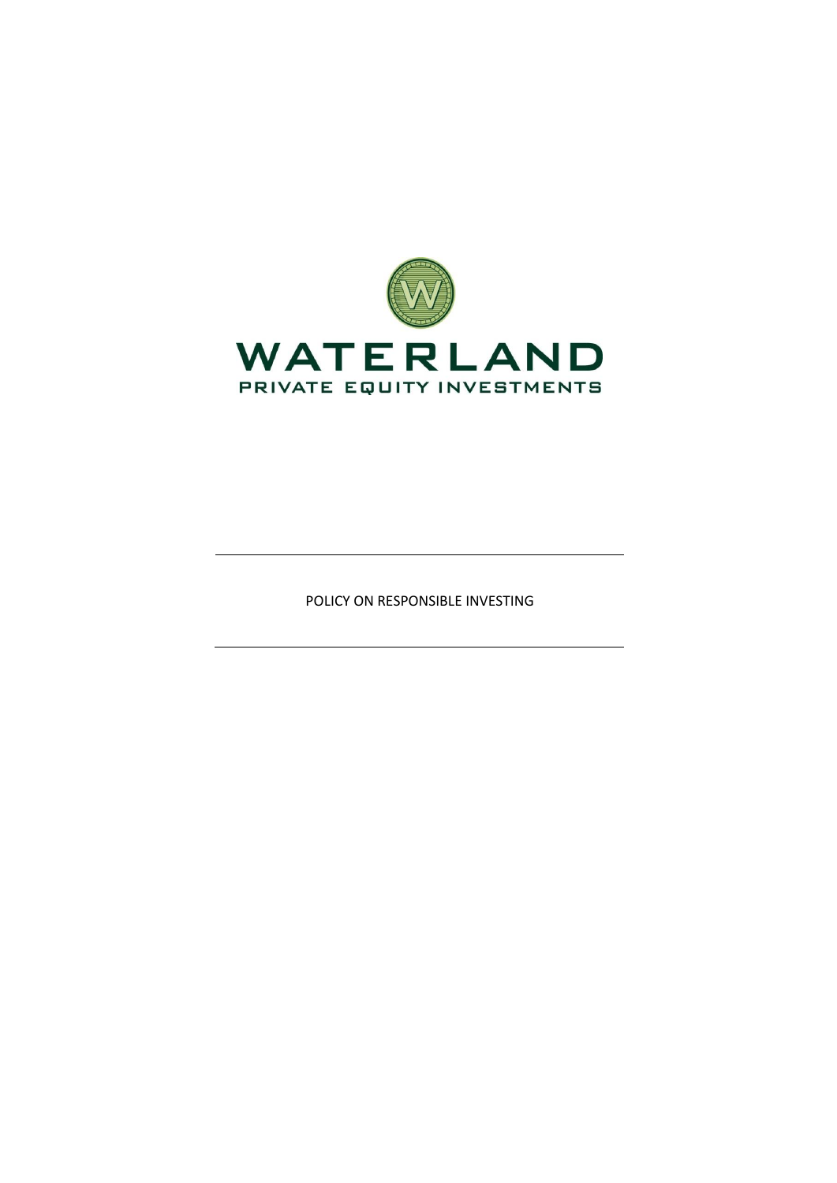WATERLAND

PRIVATE EQUITY INVESTMENTS

---

POLICY ON RESPONSIBLE INVESTING

---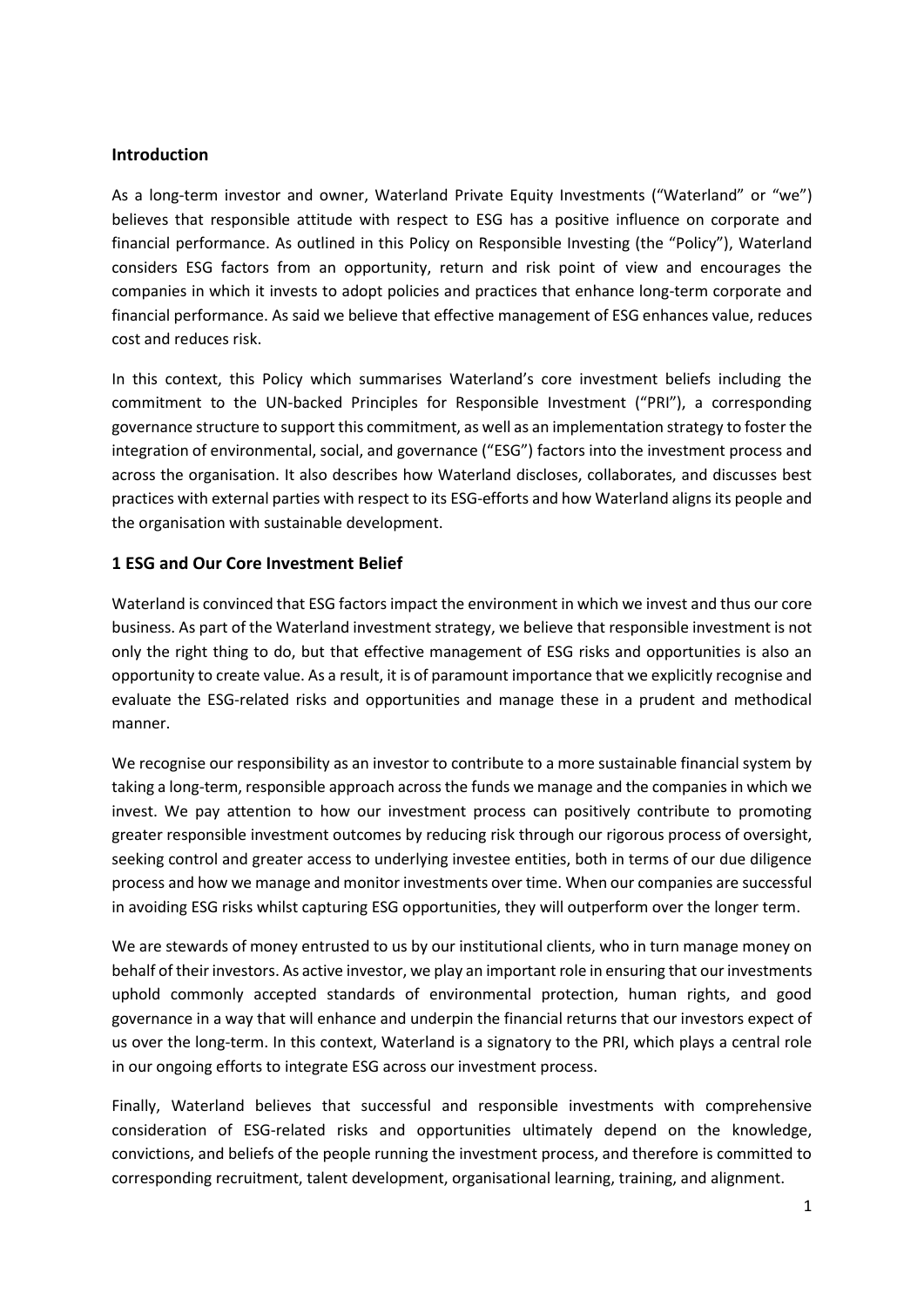## Introduction

As a long-term investor and owner, Waterland Private Equity Investments ("Waterland" or "we") believes that responsible attitude with respect to ESG has a positive influence on corporate and financial performance. As outlined in this Policy on Responsible Investing (the "Policy"), Waterland considers ESG factors from an opportunity, return and risk point of view and encourages the companies in which it invests to adopt policies and practices that enhance long-term corporate and financial performance. As said we believe that effective management of ESG enhances value, reduces cost and reduces risk.

In this context, this Policy which summarises Waterland's core investment beliefs including the commitment to the UN-backed Principles for Responsible Investment ("PRI"), a corresponding governance structure to support this commitment, as well as an implementation strategy to foster the integration of environmental, social, and governance ("ESG") factors into the investment process and across the organisation. It also describes how Waterland discloses, collaborates, and discusses best practices with external parties with respect to its ESG-efforts and how Waterland aligns its people and the organisation with sustainable development.

## 1 ESG and Our Core Investment Belief

Waterland is convinced that ESG factors impact the environment in which we invest and thus our core business. As part of the Waterland investment strategy, we believe that responsible investment is not only the right thing to do, but that effective management of ESG risks and opportunities is also an opportunity to create value. As a result, it is of paramount importance that we explicitly recognise and evaluate the ESG-related risks and opportunities and manage these in a prudent and methodical manner.

We recognise our responsibility as an investor to contribute to a more sustainable financial system by taking a long-term, responsible approach across the funds we manage and the companies in which we invest. We pay attention to how our investment process can positively contribute to promoting greater responsible investment outcomes by reducing risk through our rigorous process of oversight, seeking control and greater access to underlying investee entities, both in terms of our due diligence process and how we manage and monitor investments over time. When our companies are successful in avoiding ESG risks whilst capturing ESG opportunities, they will outperform over the longer term.

We are stewards of money entrusted to us by our institutional clients, who in turn manage money on behalf of their investors. As active investor, we play an important role in ensuring that our investments uphold commonly accepted standards of environmental protection, human rights, and good governance in a way that will enhance and underpin the financial returns that our investors expect of us over the long-term. In this context, Waterland is a signatory to the PRI, which plays a central role in our ongoing efforts to integrate ESG across our investment process.

Finally, Waterland believes that successful and responsible investments with comprehensive consideration of ESG-related risks and opportunities ultimately depend on the knowledge, convictions, and beliefs of the people running the investment process, and therefore is committed to corresponding recruitment, talent development, organisational learning, training, and alignment.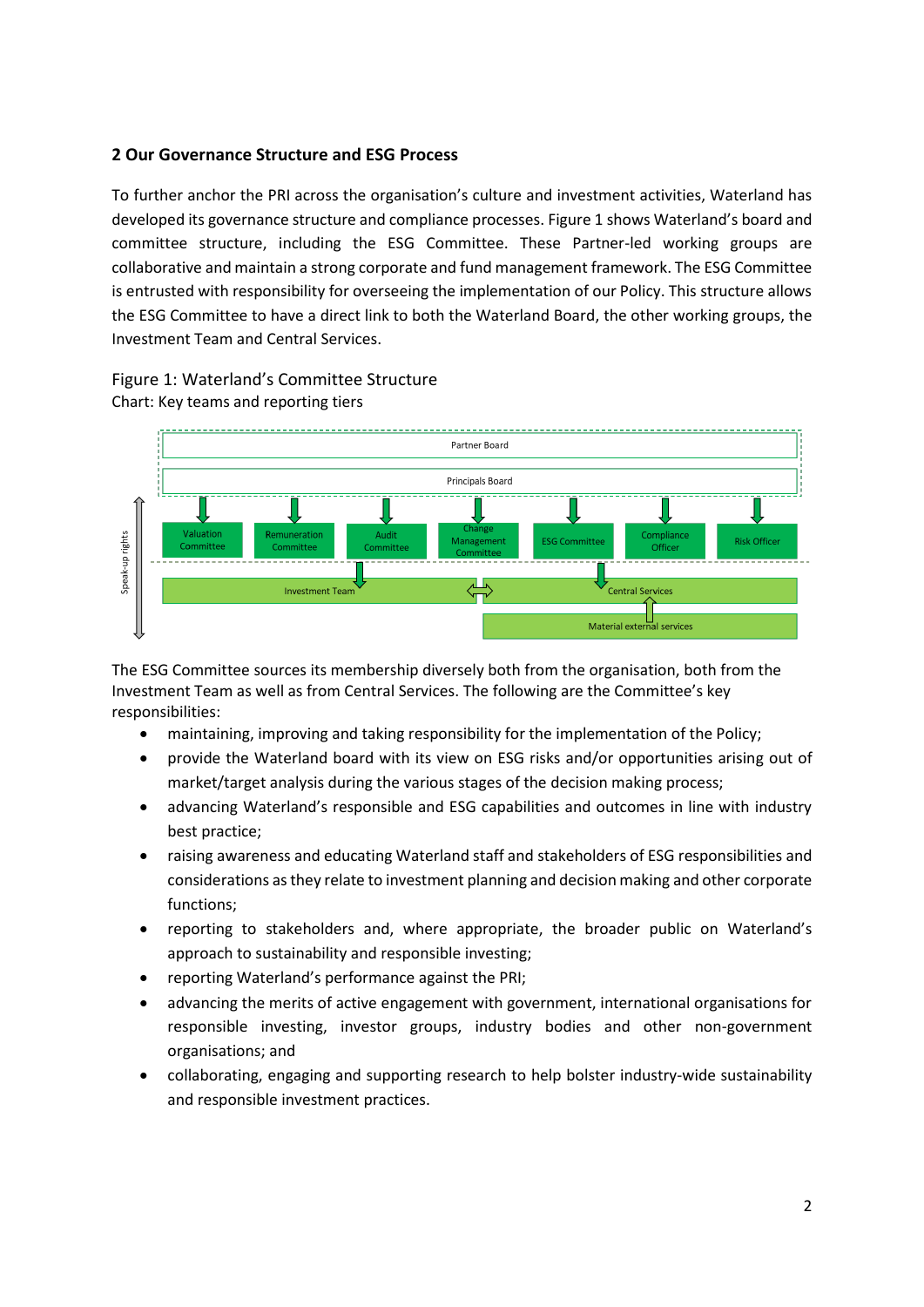## 2 Our Governance Structure and ESG Process

To further anchor the PRI across the organisation's culture and investment activities, Waterland has developed its governance structure and compliance processes. Figure 1 shows Waterland's board and committee structure, including the ESG Committee. These Partner-led working groups are collaborative and maintain a strong corporate and fund management framework. The ESG Committee is entrusted with responsibility for overseeing the implementation of our Policy. This structure allows the ESG Committee to have a direct link to both the Waterland Board, the other working groups, the Investment Team and Central Services.

Figure 1: Waterland's Committee Structure

Chart: Key teams and reporting tiers

Partner Board

Principals Board

Valuation Committee | Remuneration Committee | Audit Committee | Change Management Committee | ESG Committee | Compliance Officer | Risk Officer

Investment Team ⇔ Central Services

Material external services

Speak-up rights

The ESG Committee sources its membership diversely both from the organisation, both from the Investment Team as well as from Central Services. The following are the Committee's key responsibilities:

- maintaining, improving and taking responsibility for the implementation of the Policy;
- provide the Waterland board with its view on ESG risks and/or opportunities arising out of market/target analysis during the various stages of the decision making process;
- advancing Waterland's responsible and ESG capabilities and outcomes in line with industry best practice;
- raising awareness and educating Waterland staff and stakeholders of ESG responsibilities and considerations as they relate to investment planning and decision making and other corporate functions;
- reporting to stakeholders and, where appropriate, the broader public on Waterland's approach to sustainability and responsible investing;
- reporting Waterland's performance against the PRI;
- advancing the merits of active engagement with government, international organisations for responsible investing, investor groups, industry bodies and other non-government organisations; and
- collaborating, engaging and supporting research to help bolster industry-wide sustainability and responsible investment practices.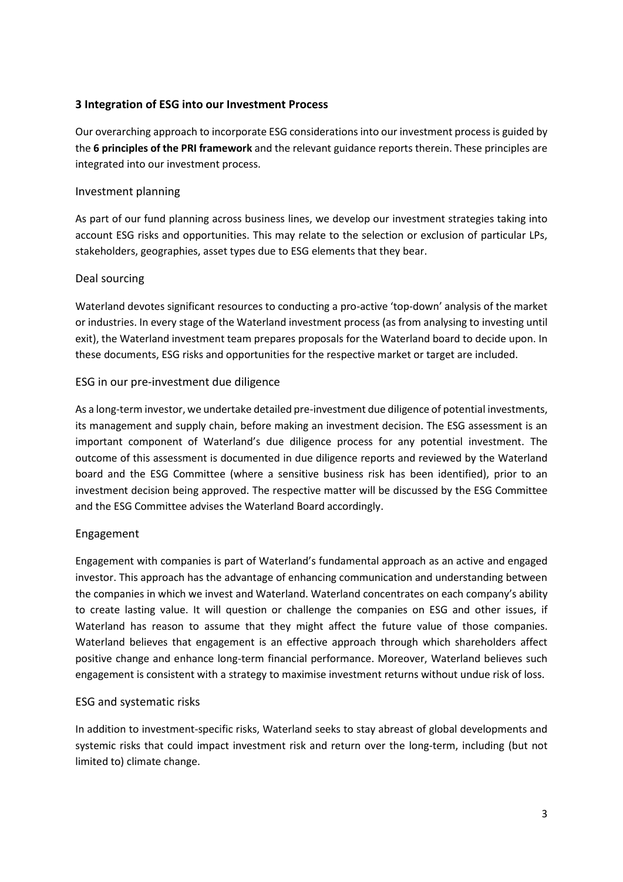## 3 Integration of ESG into our Investment Process

Our overarching approach to incorporate ESG considerations into our investment process is guided by the **6 principles of the PRI framework** and the relevant guidance reports therein. These principles are integrated into our investment process.

### Investment planning

As part of our fund planning across business lines, we develop our investment strategies taking into account ESG risks and opportunities. This may relate to the selection or exclusion of particular LPs, stakeholders, geographies, asset types due to ESG elements that they bear.

### Deal sourcing

Waterland devotes significant resources to conducting a pro-active 'top-down' analysis of the market or industries. In every stage of the Waterland investment process (as from analysing to investing until exit), the Waterland investment team prepares proposals for the Waterland board to decide upon. In these documents, ESG risks and opportunities for the respective market or target are included.

### ESG in our pre-investment due diligence

As a long-term investor, we undertake detailed pre-investment due diligence of potential investments, its management and supply chain, before making an investment decision. The ESG assessment is an important component of Waterland's due diligence process for any potential investment. The outcome of this assessment is documented in due diligence reports and reviewed by the Waterland board and the ESG Committee (where a sensitive business risk has been identified), prior to an investment decision being approved. The respective matter will be discussed by the ESG Committee and the ESG Committee advises the Waterland Board accordingly.

### Engagement

Engagement with companies is part of Waterland's fundamental approach as an active and engaged investor. This approach has the advantage of enhancing communication and understanding between the companies in which we invest and Waterland. Waterland concentrates on each company's ability to create lasting value. It will question or challenge the companies on ESG and other issues, if Waterland has reason to assume that they might affect the future value of those companies. Waterland believes that engagement is an effective approach through which shareholders affect positive change and enhance long-term financial performance. Moreover, Waterland believes such engagement is consistent with a strategy to maximise investment returns without undue risk of loss.

### ESG and systematic risks

In addition to investment-specific risks, Waterland seeks to stay abreast of global developments and systemic risks that could impact investment risk and return over the long-term, including (but not limited to) climate change.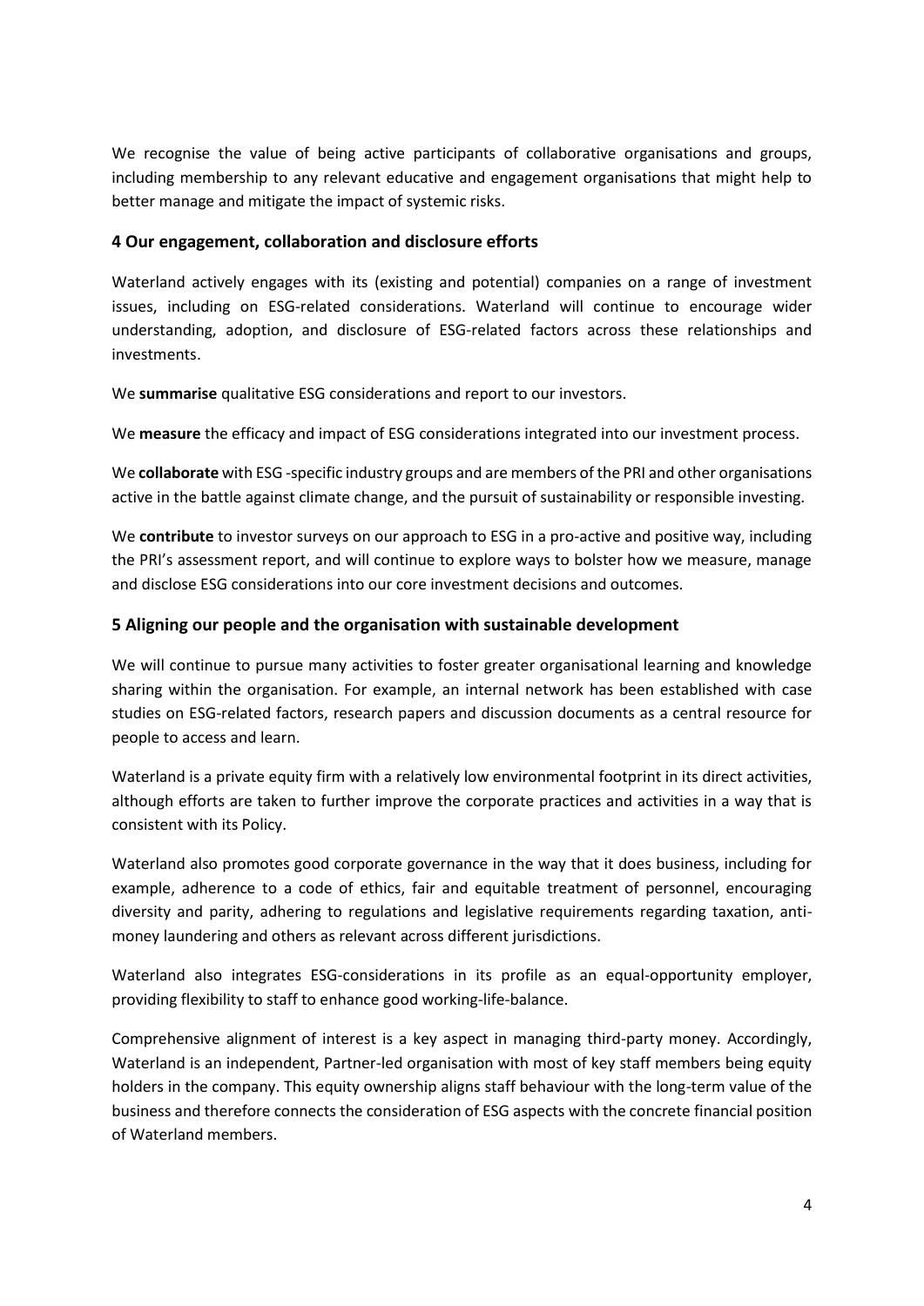We recognise the value of being active participants of collaborative organisations and groups, including membership to any relevant educative and engagement organisations that might help to better manage and mitigate the impact of systemic risks.

## 4 Our engagement, collaboration and disclosure efforts

Waterland actively engages with its (existing and potential) companies on a range of investment issues, including on ESG-related considerations. Waterland will continue to encourage wider understanding, adoption, and disclosure of ESG-related factors across these relationships and investments.

We **summarise** qualitative ESG considerations and report to our investors.

We **measure** the efficacy and impact of ESG considerations integrated into our investment process.

We **collaborate** with ESG -specific industry groups and are members of the PRI and other organisations active in the battle against climate change, and the pursuit of sustainability or responsible investing.

We **contribute** to investor surveys on our approach to ESG in a pro-active and positive way, including the PRI's assessment report, and will continue to explore ways to bolster how we measure, manage and disclose ESG considerations into our core investment decisions and outcomes.

## 5 Aligning our people and the organisation with sustainable development

We will continue to pursue many activities to foster greater organisational learning and knowledge sharing within the organisation. For example, an internal network has been established with case studies on ESG-related factors, research papers and discussion documents as a central resource for people to access and learn.

Waterland is a private equity firm with a relatively low environmental footprint in its direct activities, although efforts are taken to further improve the corporate practices and activities in a way that is consistent with its Policy.

Waterland also promotes good corporate governance in the way that it does business, including for example, adherence to a code of ethics, fair and equitable treatment of personnel, encouraging diversity and parity, adhering to regulations and legislative requirements regarding taxation, anti-money laundering and others as relevant across different jurisdictions.

Waterland also integrates ESG-considerations in its profile as an equal-opportunity employer, providing flexibility to staff to enhance good working-life-balance.

Comprehensive alignment of interest is a key aspect in managing third-party money. Accordingly, Waterland is an independent, Partner-led organisation with most of key staff members being equity holders in the company. This equity ownership aligns staff behaviour with the long-term value of the business and therefore connects the consideration of ESG aspects with the concrete financial position of Waterland members.